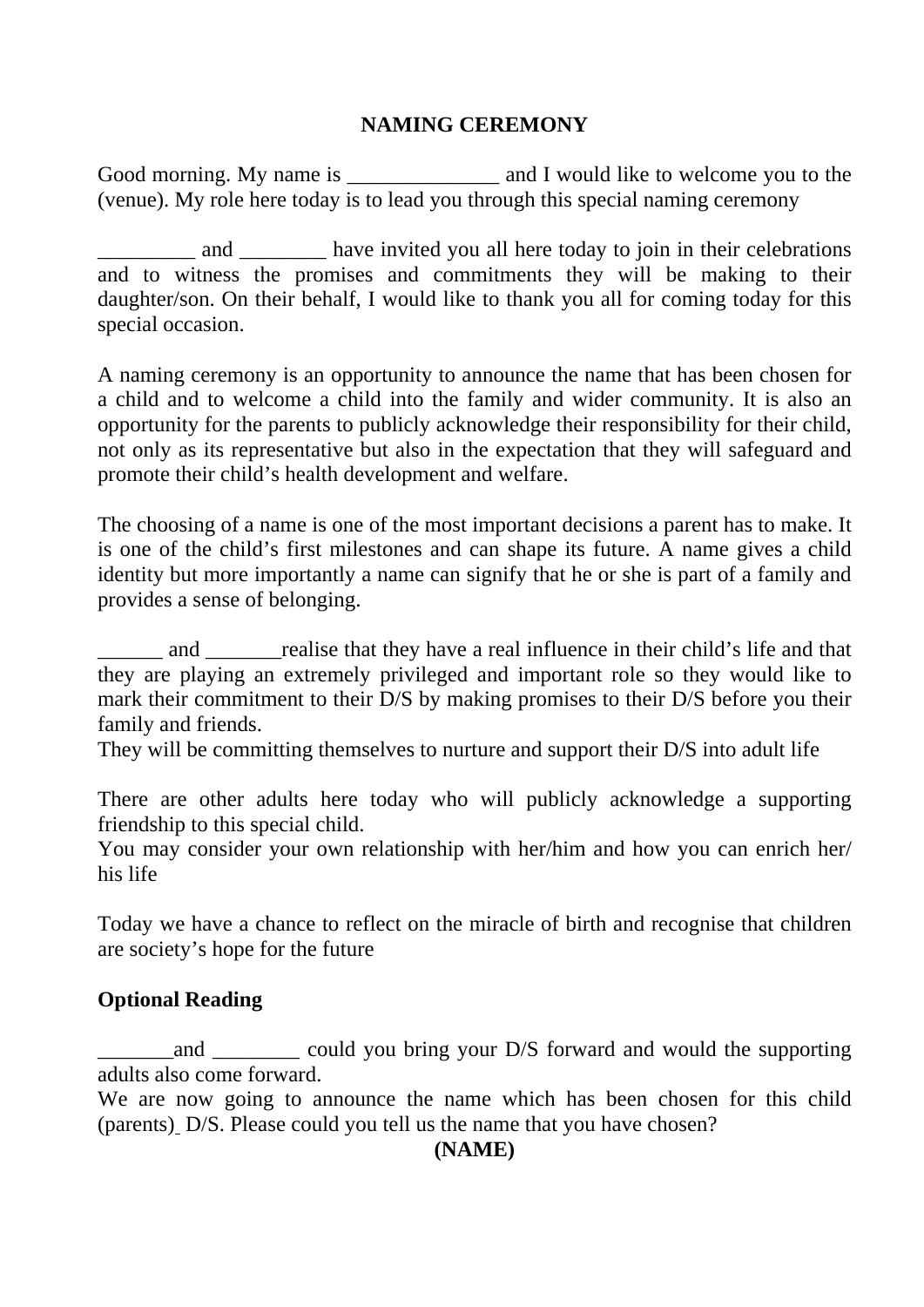**NAMING CEREMONY**

Good morning. My name is ______________ and I would like to welcome you to the (venue). My role here today is to lead you through this special naming ceremony

_________ and ________ have invited you all here today to join in their celebrations and to witness the promises and commitments they will be making to their daughter/son. On their behalf, I would like to thank you all for coming today for this special occasion.

A naming ceremony is an opportunity to announce the name that has been chosen for a child and to welcome a child into the family and wider community. It is also an opportunity for the parents to publicly acknowledge their responsibility for their child, not only as its representative but also in the expectation that they will safeguard and promote their child's health development and welfare.

The choosing of a name is one of the most important decisions a parent has to make. It is one of the child's first milestones and can shape its future. A name gives a child identity but more importantly a name can signify that he or she is part of a family and provides a sense of belonging.

______ and _______realise that they have a real influence in their child's life and that they are playing an extremely privileged and important role so they would like to mark their commitment to their D/S by making promises to their D/S before you their family and friends.
They will be committing themselves to nurture and support their D/S into adult life

There are other adults here today who will publicly acknowledge a supporting friendship to this special child.
You may consider your own relationship with her/him and how you can enrich her/his life

Today we have a chance to reflect on the miracle of birth and recognise that children are society's hope for the future

**Optional Reading**

_______and ________ could you bring your D/S forward and would the supporting adults also come forward.
We are now going to announce the name which has been chosen for this child (parents) D/S. Please could you tell us the name that you have chosen?

**(NAME)**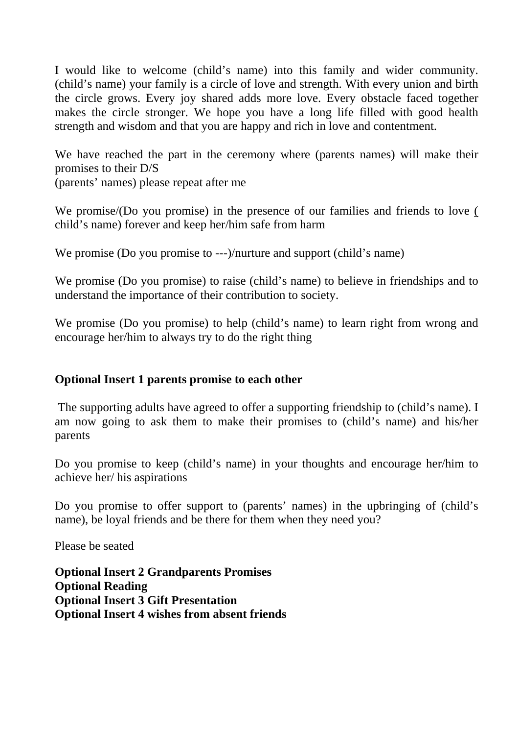I would like to welcome (child's name) into this family and wider community. (child's name) your family is a circle of love and strength. With every union and birth the circle grows. Every joy shared adds more love. Every obstacle faced together makes the circle stronger. We hope you have a long life filled with good health strength and wisdom and that you are happy and rich in love and contentment.

We have reached the part in the ceremony where (parents names) will make their promises to their D/S
(parents' names) please repeat after me

We promise/(Do you promise) in the presence of our families and friends to love ( child's name) forever and keep her/him safe from harm

We promise (Do you promise to ---)/nurture and support (child's name)

We promise (Do you promise) to raise (child's name) to believe in friendships and to understand the importance of their contribution to society.

We promise (Do you promise) to help (child's name) to learn right from wrong and encourage her/him to always try to do the right thing

**Optional Insert 1 parents promise to each other**

The supporting adults have agreed to offer a supporting friendship to (child's name). I am now going to ask them to make their promises to (child's name) and his/her parents

Do you promise to keep (child's name) in your thoughts and encourage her/him to achieve her/ his aspirations

Do you promise to offer support to (parents' names) in the upbringing of (child's name), be loyal friends and be there for them when they need you?

Please be seated

**Optional Insert 2 Grandparents Promises**
**Optional Reading**
**Optional Insert 3 Gift Presentation**
**Optional Insert 4 wishes from absent friends**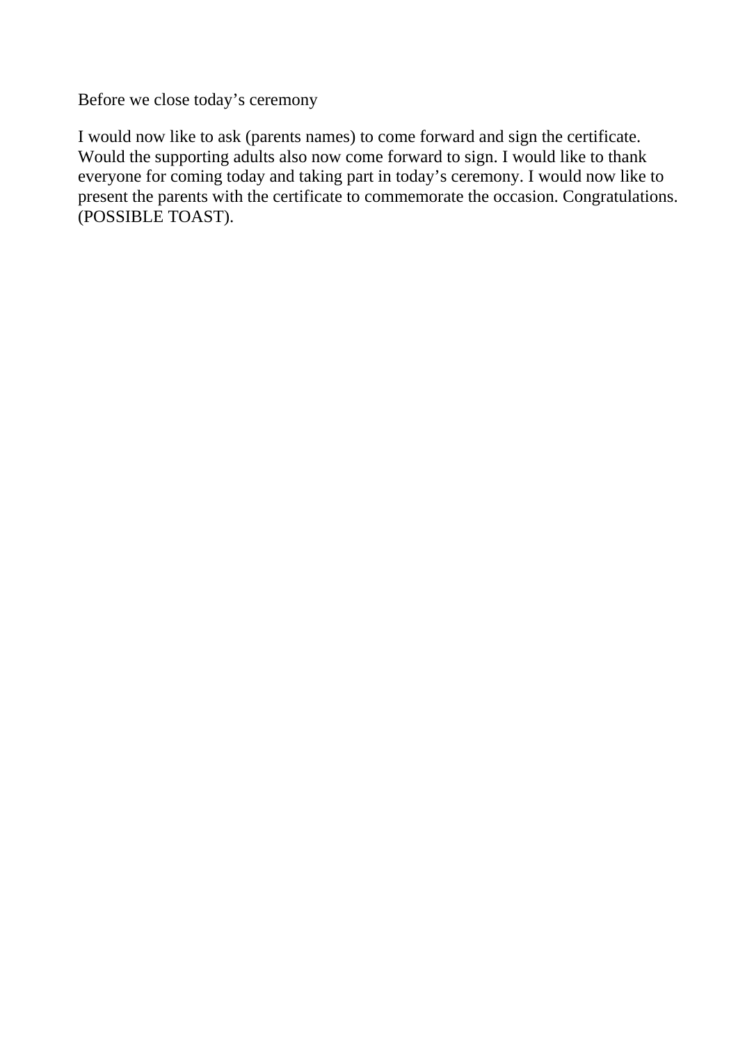Before we close today's ceremony

I would now like to ask (parents names) to come forward and sign the certificate. Would the supporting adults also now come forward to sign. I would like to thank everyone for coming today and taking part in today's ceremony. I would now like to present the parents with the certificate to commemorate the occasion. Congratulations. (POSSIBLE TOAST).